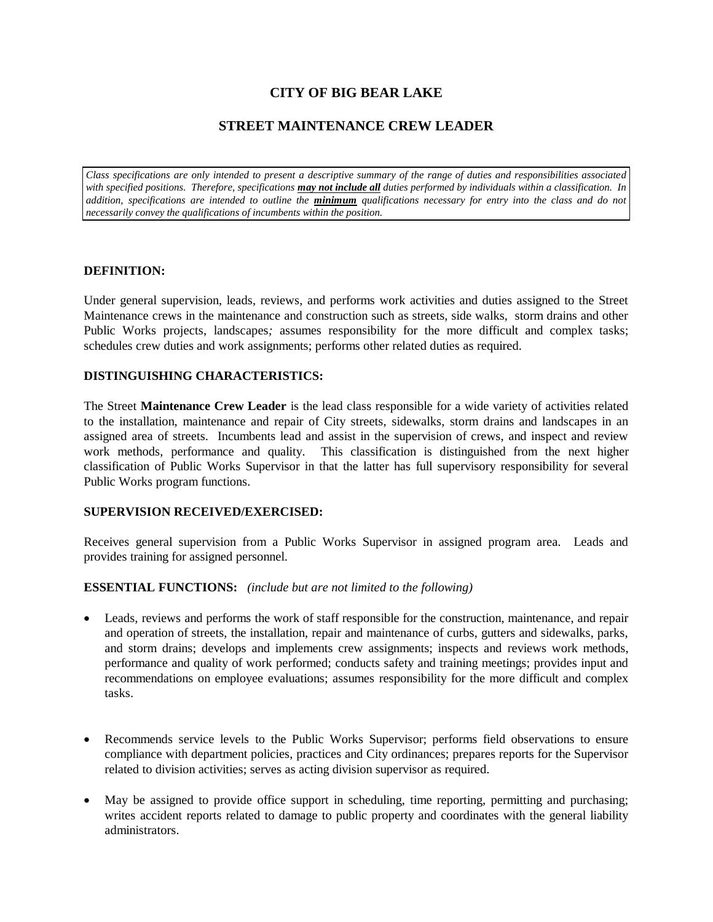# CITY OF BIG BEAR LAKE

## STREET MAINTENANCE CREW LEADER

*Class specifications are only intended to present a descriptive summary of the range of duties and responsibilities associated with specified positions. Therefore, specifications* ***may not include all*** *duties performed by individuals within a classification. In addition, specifications are intended to outline the* ***minimum*** *qualifications necessary for entry into the class and do not necessarily convey the qualifications of incumbents within the position.*

### DEFINITION:

Under general supervision, leads, reviews, and performs work activities and duties assigned to the Street Maintenance crews in the maintenance and construction such as streets, side walks, storm drains and other Public Works projects, landscapes*;* assumes responsibility for the more difficult and complex tasks; schedules crew duties and work assignments; performs other related duties as required.

### DISTINGUISHING CHARACTERISTICS:

The Street **Maintenance Crew Leader** is the lead class responsible for a wide variety of activities related to the installation, maintenance and repair of City streets, sidewalks, storm drains and landscapes in an assigned area of streets. Incumbents lead and assist in the supervision of crews, and inspect and review work methods, performance and quality. This classification is distinguished from the next higher classification of Public Works Supervisor in that the latter has full supervisory responsibility for several Public Works program functions.

### SUPERVISION RECEIVED/EXERCISED:

Receives general supervision from a Public Works Supervisor in assigned program area. Leads and provides training for assigned personnel.

### ESSENTIAL FUNCTIONS: *(include but are not limited to the following)*

- Leads, reviews and performs the work of staff responsible for the construction, maintenance, and repair and operation of streets, the installation, repair and maintenance of curbs, gutters and sidewalks, parks, and storm drains; develops and implements crew assignments; inspects and reviews work methods, performance and quality of work performed; conducts safety and training meetings; provides input and recommendations on employee evaluations; assumes responsibility for the more difficult and complex tasks.

- Recommends service levels to the Public Works Supervisor; performs field observations to ensure compliance with department policies, practices and City ordinances; prepares reports for the Supervisor related to division activities; serves as acting division supervisor as required.

- May be assigned to provide office support in scheduling, time reporting, permitting and purchasing; writes accident reports related to damage to public property and coordinates with the general liability administrators.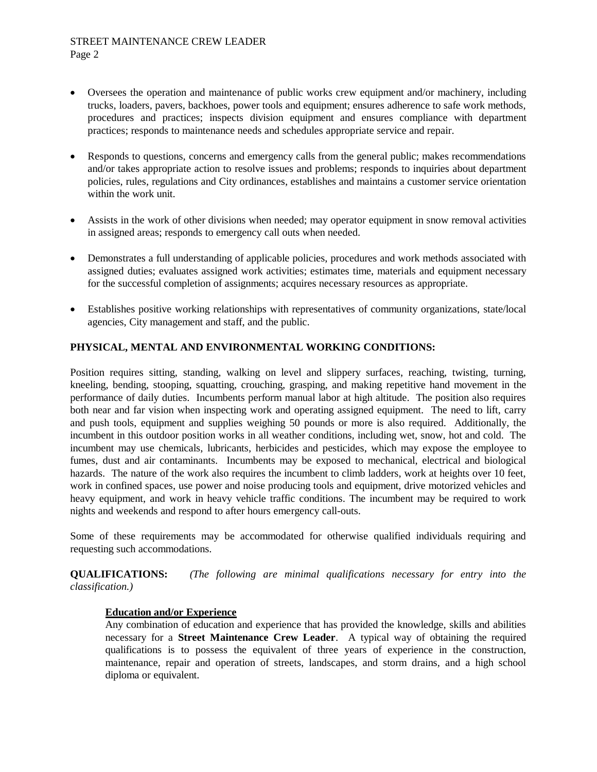- Oversees the operation and maintenance of public works crew equipment and/or machinery, including trucks, loaders, pavers, backhoes, power tools and equipment; ensures adherence to safe work methods, procedures and practices; inspects division equipment and ensures compliance with department practices; responds to maintenance needs and schedules appropriate service and repair.

- Responds to questions, concerns and emergency calls from the general public; makes recommendations and/or takes appropriate action to resolve issues and problems; responds to inquiries about department policies, rules, regulations and City ordinances, establishes and maintains a customer service orientation within the work unit.

- Assists in the work of other divisions when needed; may operator equipment in snow removal activities in assigned areas; responds to emergency call outs when needed.

- Demonstrates a full understanding of applicable policies, procedures and work methods associated with assigned duties; evaluates assigned work activities; estimates time, materials and equipment necessary for the successful completion of assignments; acquires necessary resources as appropriate.

- Establishes positive working relationships with representatives of community organizations, state/local agencies, City management and staff, and the public.

**PHYSICAL, MENTAL AND ENVIRONMENTAL WORKING CONDITIONS:**

Position requires sitting, standing, walking on level and slippery surfaces, reaching, twisting, turning, kneeling, bending, stooping, squatting, crouching, grasping, and making repetitive hand movement in the performance of daily duties. Incumbents perform manual labor at high altitude. The position also requires both near and far vision when inspecting work and operating assigned equipment. The need to lift, carry and push tools, equipment and supplies weighing 50 pounds or more is also required. Additionally, the incumbent in this outdoor position works in all weather conditions, including wet, snow, hot and cold. The incumbent may use chemicals, lubricants, herbicides and pesticides, which may expose the employee to fumes, dust and air contaminants. Incumbents may be exposed to mechanical, electrical and biological hazards. The nature of the work also requires the incumbent to climb ladders, work at heights over 10 feet, work in confined spaces, use power and noise producing tools and equipment, drive motorized vehicles and heavy equipment, and work in heavy vehicle traffic conditions. The incumbent may be required to work nights and weekends and respond to after hours emergency call-outs.

Some of these requirements may be accommodated for otherwise qualified individuals requiring and requesting such accommodations.

**QUALIFICATIONS:** *(The following are minimal qualifications necessary for entry into the classification.)*

**Education and/or Experience**

Any combination of education and experience that has provided the knowledge, skills and abilities necessary for a **Street Maintenance Crew Leader**. A typical way of obtaining the required qualifications is to possess the equivalent of three years of experience in the construction, maintenance, repair and operation of streets, landscapes, and storm drains, and a high school diploma or equivalent.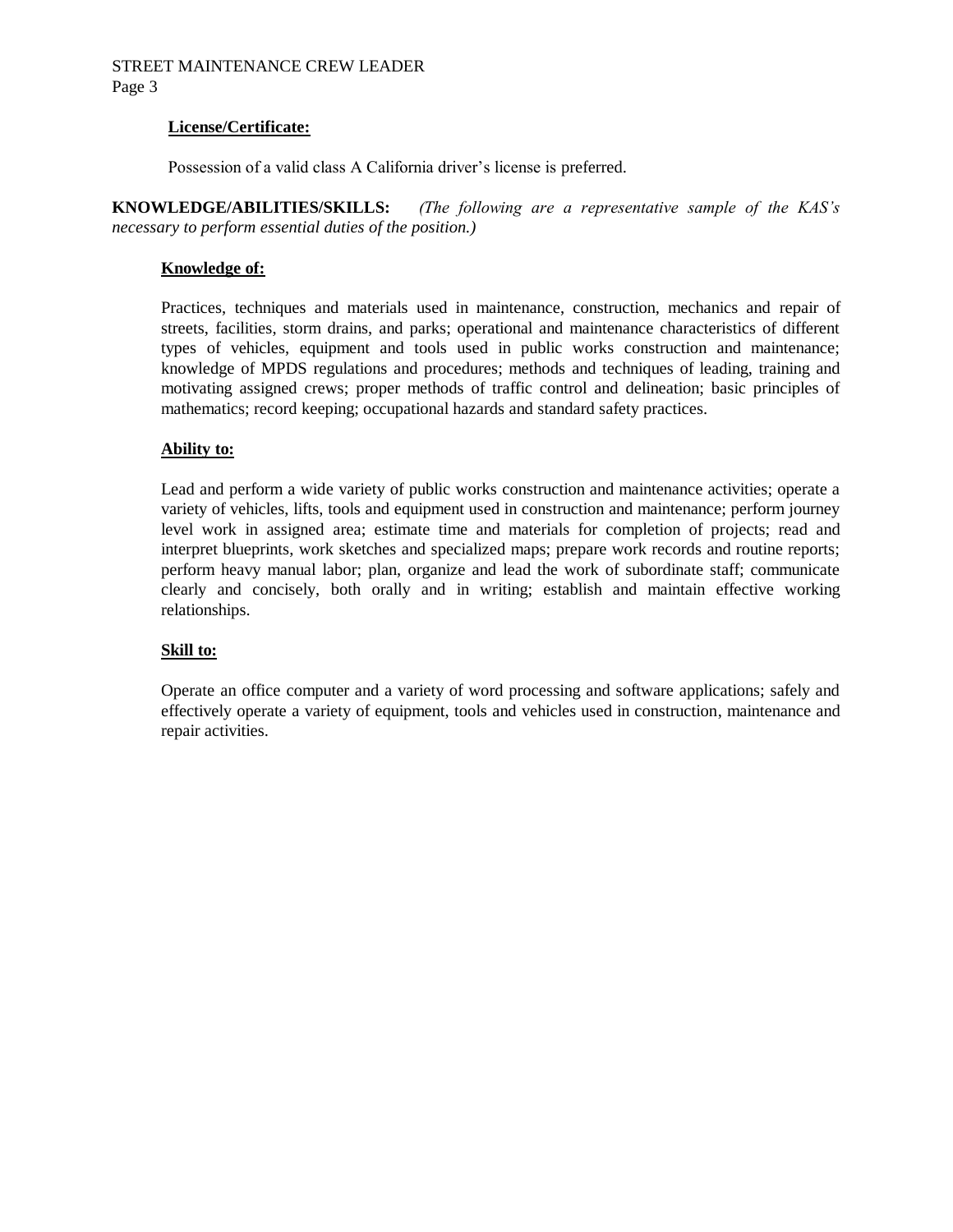**License/Certificate:**

Possession of a valid class A California driver's license is preferred.

**KNOWLEDGE/ABILITIES/SKILLS:** *(The following are a representative sample of the KAS's necessary to perform essential duties of the position.)*

**Knowledge of:**

Practices, techniques and materials used in maintenance, construction, mechanics and repair of streets, facilities, storm drains, and parks; operational and maintenance characteristics of different types of vehicles, equipment and tools used in public works construction and maintenance; knowledge of MPDS regulations and procedures; methods and techniques of leading, training and motivating assigned crews; proper methods of traffic control and delineation; basic principles of mathematics; record keeping; occupational hazards and standard safety practices.

**Ability to:**

Lead and perform a wide variety of public works construction and maintenance activities; operate a variety of vehicles, lifts, tools and equipment used in construction and maintenance; perform journey level work in assigned area; estimate time and materials for completion of projects; read and interpret blueprints, work sketches and specialized maps; prepare work records and routine reports; perform heavy manual labor; plan, organize and lead the work of subordinate staff; communicate clearly and concisely, both orally and in writing; establish and maintain effective working relationships.

**Skill to:**

Operate an office computer and a variety of word processing and software applications; safely and effectively operate a variety of equipment, tools and vehicles used in construction, maintenance and repair activities.